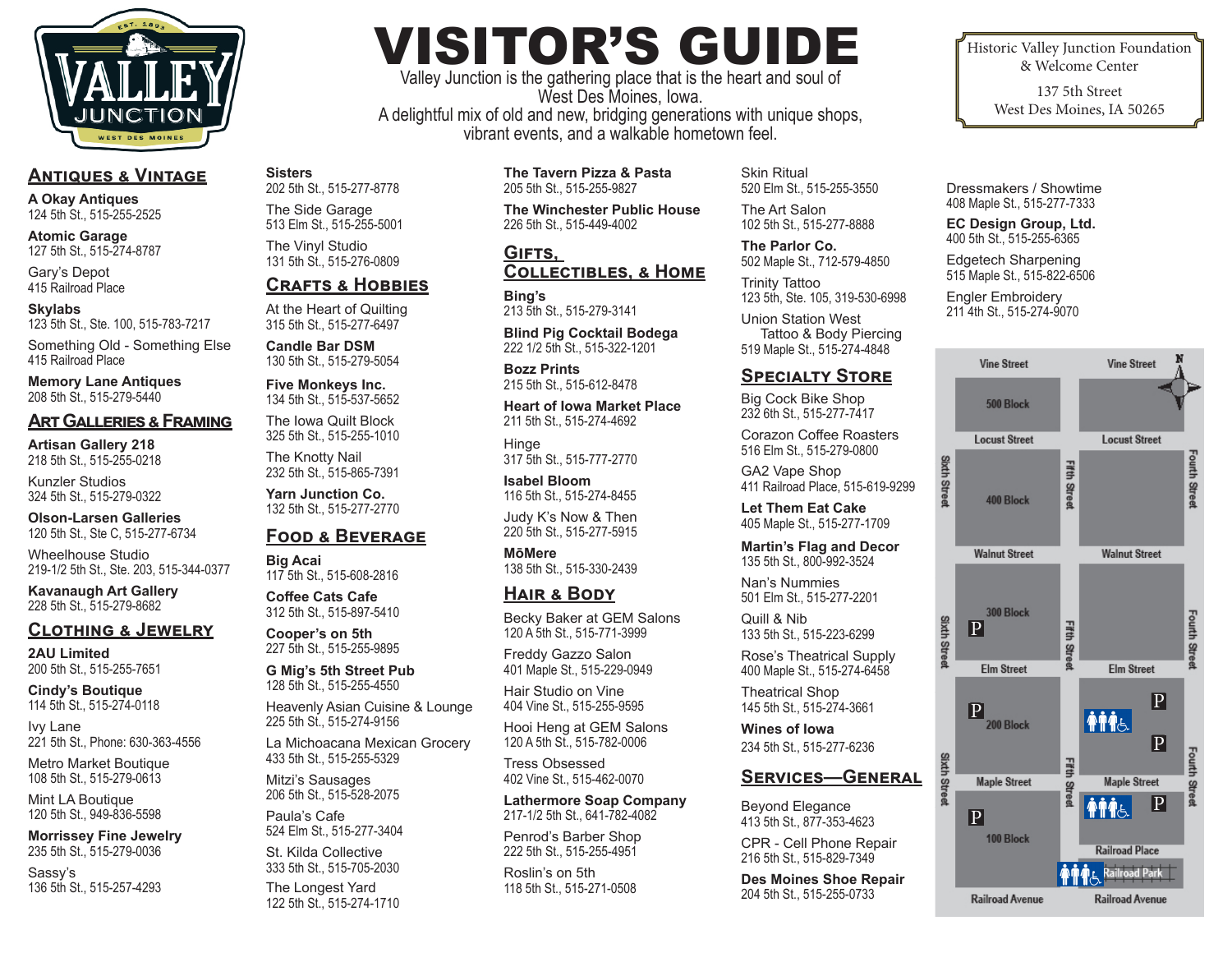# VISITOR'S GUIDE

Valley Junction is the gathering place that is the heart and soul of West Des Moines, Iowa.
A delightful mix of old and new, bridging generations with unique shops, vibrant events, and a walkable hometown feel.

Historic Valley Junction Foundation
& Welcome Center
137 5th Street
West Des Moines, IA 50265

## Antiques & Vintage

**A Okay Antiques**
124 5th St., 515-255-2525

**Atomic Garage**
127 5th St., 515-274-8787

Gary's Depot
415 Railroad Place

**Skylabs**
123 5th St., Ste. 100, 515-783-7217

Something Old - Something Else
415 Railroad Place

**Memory Lane Antiques**
208 5th St., 515-279-5440

## Art Galleries & Framing

**Artisan Gallery 218**
218 5th St., 515-255-0218

Kunzler Studios
324 5th St., 515-279-0322

**Olson-Larsen Galleries**
120 5th St., Ste C, 515-277-6734

Wheelhouse Studio
219-1/2 5th St., Ste. 203, 515-344-0377

**Kavanaugh Art Gallery**
228 5th St., 515-279-8682

## Clothing & Jewelry

**2AU Limited**
200 5th St., 515-255-7651

**Cindy's Boutique**
114 5th St., 515-274-0118

Ivy Lane
221 5th St., Phone: 630-363-4556

Metro Market Boutique
108 5th St., 515-279-0613

Mint LA Boutique
120 5th St., 949-836-5598

**Morrissey Fine Jewelry**
235 5th St., 515-279-0036

Sassy's
136 5th St., 515-257-4293

**Sisters**
202 5th St., 515-277-8778

The Side Garage
513 Elm St., 515-255-5001

The Vinyl Studio
131 5th St., 515-276-0809

## Crafts & Hobbies

At the Heart of Quilting
315 5th St., 515-277-6497

**Candle Bar DSM**
130 5th St., 515-279-5054

**Five Monkeys Inc.**
134 5th St., 515-537-5652

The Iowa Quilt Block
325 5th St., 515-255-1010

The Knotty Nail
232 5th St., 515-865-7391

**Yarn Junction Co.**
132 5th St., 515-277-2770

## Food & Beverage

**Big Acai**
117 5th St., 515-608-2816

**Coffee Cats Cafe**
312 5th St., 515-897-5410

**Cooper's on 5th**
227 5th St., 515-255-9895

**G Mig's 5th Street Pub**
128 5th St., 515-255-4550

Heavenly Asian Cuisine & Lounge
225 5th St., 515-274-9156

La Michoacana Mexican Grocery
433 5th St., 515-255-5329

Mitzi's Sausages
206 5th St., 515-528-2075

Paula's Cafe
524 Elm St., 515-277-3404

St. Kilda Collective
333 5th St., 515-705-2030

The Longest Yard
122 5th St., 515-274-1710

**The Tavern Pizza & Pasta**
205 5th St., 515-255-9827

**The Winchester Public House**
226 5th St., 515-449-4002

## Gifts, Collectibles, & Home

**Bing's**
213 5th St., 515-279-3141

**Blind Pig Cocktail Bodega**
222 1/2 5th St., 515-322-1201

**Bozz Prints**
215 5th St., 515-612-8478

**Heart of Iowa Market Place**
211 5th St., 515-274-4692

Hinge
317 5th St., 515-777-2770

**Isabel Bloom**
116 5th St., 515-274-8455

Judy K's Now & Then
220 5th St., 515-277-5915

**MōMere**
138 5th St., 515-330-2439

## Hair & Body

Becky Baker at GEM Salons
120 A 5th St., 515-771-3999

Freddy Gazzo Salon
401 Maple St., 515-229-0949

Hair Studio on Vine
404 Vine St., 515-255-9595

Hooi Heng at GEM Salons
120 A 5th St., 515-782-0006

Tress Obsessed
402 Vine St., 515-462-0070

**Lathermore Soap Company**
217-1/2 5th St., 641-782-4082

Penrod's Barber Shop
222 5th St., 515-255-4951

Roslin's on 5th
118 5th St., 515-271-0508

Skin Ritual
520 Elm St., 515-255-3550

The Art Salon
102 5th St., 515-277-8888

**The Parlor Co.**
502 Maple St., 712-579-4850

Trinity Tattoo
123 5th, Ste. 105, 319-530-6998

Union Station West Tattoo & Body Piercing
519 Maple St., 515-274-4848

## Specialty Store

Big Cock Bike Shop
232 6th St., 515-277-7417

Corazon Coffee Roasters
516 Elm St., 515-279-0800

GA2 Vape Shop
411 Railroad Place, 515-619-9299

**Let Them Eat Cake**
405 Maple St., 515-277-1709

**Martin's Flag and Decor**
135 5th St., 800-992-3524

Nan's Nummies
501 Elm St., 515-277-2201

Quill & Nib
133 5th St., 515-223-6299

Rose's Theatrical Supply
400 Maple St., 515-274-6458

Theatrical Shop
145 5th St., 515-274-3661

**Wines of Iowa**
234 5th St., 515-277-6236

## Services—General

Beyond Elegance
413 5th St., 877-353-4623

CPR - Cell Phone Repair
216 5th St., 515-829-7349

**Des Moines Shoe Repair**
204 5th St., 515-255-0733

Dressmakers / Showtime
408 Maple St., 515-277-7333

**EC Design Group, Ltd.**
400 5th St., 515-255-6365

Edgetech Sharpening
515 Maple St., 515-822-6506

Engler Embroidery
211 4th St., 515-274-9070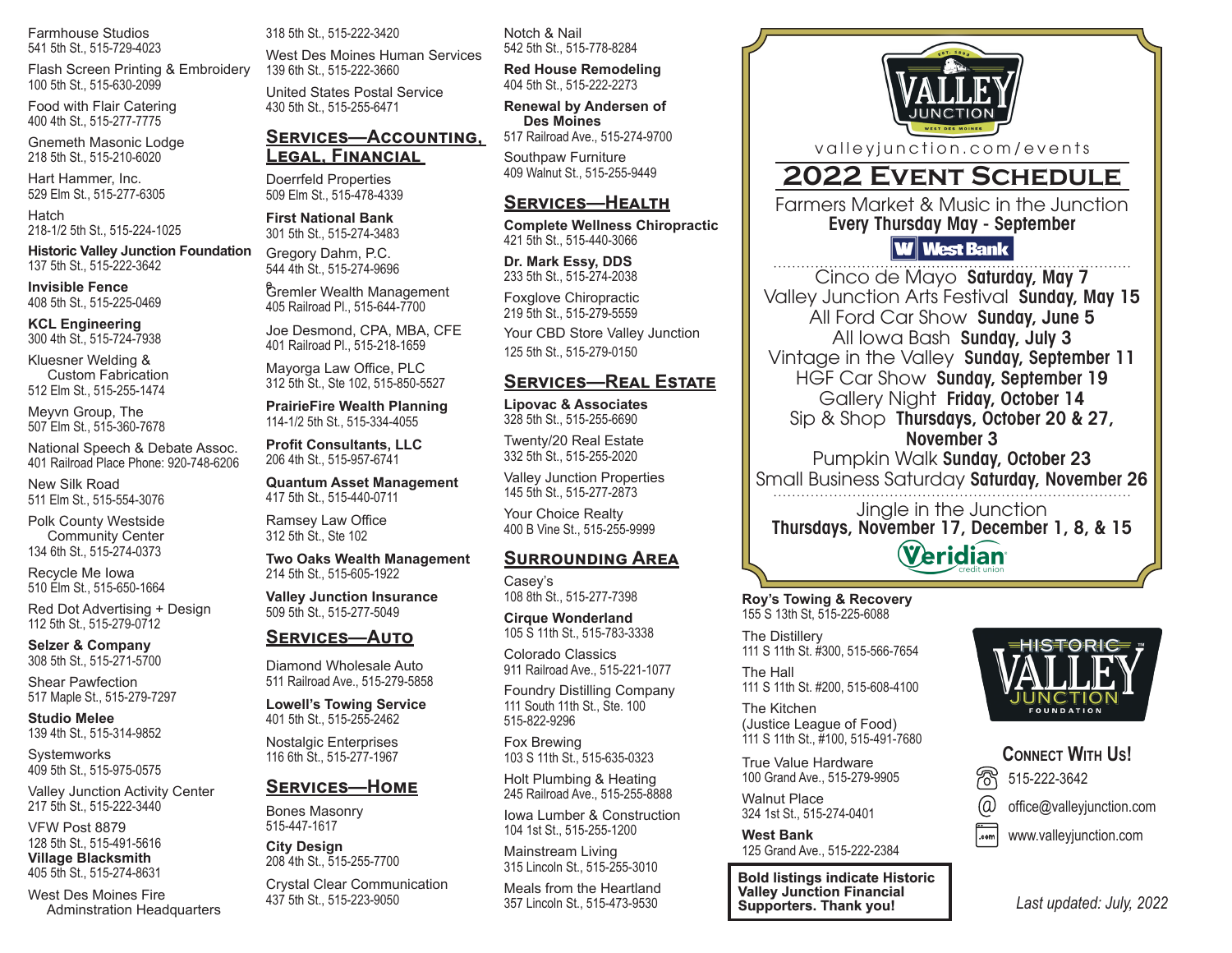Farmhouse Studios
541 5th St., 515-729-4023

Flash Screen Printing & Embroidery
100 5th St., 515-630-2099

Food with Flair Catering
400 4th St., 515-277-7775

Gnemeth Masonic Lodge
218 5th St., 515-210-6020

Hart Hammer, Inc.
529 Elm St., 515-277-6305

Hatch
218-1/2 5th St., 515-224-1025

**Historic Valley Junction Foundation**
137 5th St., 515-222-3642

**Invisible Fence**
408 5th St., 515-225-0469

**KCL Engineering**
300 4th St., 515-724-7938

Kluesner Welding & Custom Fabrication
512 Elm St., 515-255-1474

Meyvn Group, The
507 Elm St., 515-360-7678

National Speech & Debate Assoc.
401 Railroad Place Phone: 920-748-6206

New Silk Road
511 Elm St., 515-554-3076

Polk County Westside Community Center
134 6th St., 515-274-0373

Recycle Me Iowa
510 Elm St., 515-650-1664

Red Dot Advertising + Design
112 5th St., 515-279-0712

**Selzer & Company**
308 5th St., 515-271-5700

Shear Pawfection
517 Maple St., 515-279-7297

**Studio Melee**
139 4th St., 515-314-9852

Systemworks
409 5th St., 515-975-0575

Valley Junction Activity Center
217 5th St., 515-222-3440

VFW Post 8879
128 5th St., 515-491-5616

**Village Blacksmith**
405 5th St., 515-274-8631

West Des Moines Fire Adminstration Headquarters
318 5th St., 515-222-3420

West Des Moines Human Services
139 6th St., 515-222-3660

United States Postal Service
430 5th St., 515-255-6471

## Services—Accounting, Legal, Financial

Doerrfeld Properties
509 Elm St., 515-478-4339

**First National Bank**
301 5th St., 515-274-3483

Gregory Dahm, P.C.
544 4th St., 515-274-9696

Gremler Wealth Management
405 Railroad Pl., 515-644-7700

Joe Desmond, CPA, MBA, CFE
401 Railroad Pl., 515-218-1659

Mayorga Law Office, PLC
312 5th St., Ste 102, 515-850-5527

**PrairieFire Wealth Planning**
114-1/2 5th St., 515-334-4055

**Profit Consultants, LLC**
206 4th St., 515-957-6741

**Quantum Asset Management**
417 5th St., 515-440-0711

Ramsey Law Office
312 5th St., Ste 102

**Two Oaks Wealth Management**
214 5th St., 515-605-1922

**Valley Junction Insurance**
509 5th St., 515-277-5049

## Services—Auto

Diamond Wholesale Auto
511 Railroad Ave., 515-279-5858

**Lowell's Towing Service**
401 5th St., 515-255-2462

Nostalgic Enterprises
116 6th St., 515-277-1967

## Services—Home

Bones Masonry
515-447-1617

**City Design**
208 4th St., 515-255-7700

Crystal Clear Communication
437 5th St., 515-223-9050

Notch & Nail
542 5th St., 515-778-8284

**Red House Remodeling**
404 5th St., 515-222-2273

**Renewal by Andersen of Des Moines**
517 Railroad Ave., 515-274-9700

Southpaw Furniture
409 Walnut St., 515-255-9449

## Services—Health

**Complete Wellness Chiropractic**
421 5th St., 515-440-3066

**Dr. Mark Essy, DDS**
233 5th St., 515-274-2038

Foxglove Chiropractic
219 5th St., 515-279-5559

Your CBD Store Valley Junction
125 5th St., 515-279-0150

## Services—Real Estate

**Lipovac & Associates**
328 5th St., 515-255-6690

Twenty/20 Real Estate
332 5th St., 515-255-2020

Valley Junction Properties
145 5th St., 515-277-2873

Your Choice Realty
400 B Vine St., 515-255-9999

## Surrounding Area

Casey's
108 8th St., 515-277-7398

**Cirque Wonderland**
105 S 11th St., 515-783-3338

Colorado Classics
911 Railroad Ave., 515-221-1077

Foundry Distilling Company
111 South 11th St., Ste. 100
515-822-9296

Fox Brewing
103 S 11th St., 515-635-0323

Holt Plumbing & Heating
245 Railroad Ave., 515-255-8888

Iowa Lumber & Construction
104 1st St., 515-255-1200

Mainstream Living
315 Lincoln St., 515-255-3010

Meals from the Heartland
357 Lincoln St., 515-473-9530

**Roy's Towing & Recovery**
155 S 13th St, 515-225-6088

The Distillery
111 S 11th St. #300, 515-566-7654

The Hall
111 S 11th St. #200, 515-608-4100

The Kitchen (Justice League of Food)
111 S 11th St., #100, 515-491-7680

True Value Hardware
100 Grand Ave., 515-279-9905

Walnut Place
324 1st St., 515-274-0401

**West Bank**
125 Grand Ave., 515-222-2384

**Bold listings indicate Historic Valley Junction Financial Supporters. Thank you!**

---

EST. 2004 VALLEY JUNCTION WEST DES MOINES

valleyjunction.com/events

## 2022 Event Schedule

Farmers Market & Music in the Junction
**Every Thursday May - September**

West Bank

Cinco de Mayo **Saturday, May 7**
Valley Junction Arts Festival **Sunday, May 15**
All Ford Car Show **Sunday, June 5**
All Iowa Bash **Sunday, July 3**
Vintage in the Valley **Sunday, September 11**
HGF Car Show **Sunday, September 19**
Gallery Night **Friday, October 14**
Sip & Shop **Thursdays, October 20 & 27, November 3**
Pumpkin Walk **Sunday, October 23**
Small Business Saturday **Saturday, November 26**

Jingle in the Junction
**Thursdays, November 17, December 1, 8, & 15**

Veridian credit union

HISTORIC VALLEY JUNCTION FOUNDATION

## Connect With Us!

515-222-3642
office@valleyjunction.com
www.valleyjunction.com

*Last updated: July, 2022*